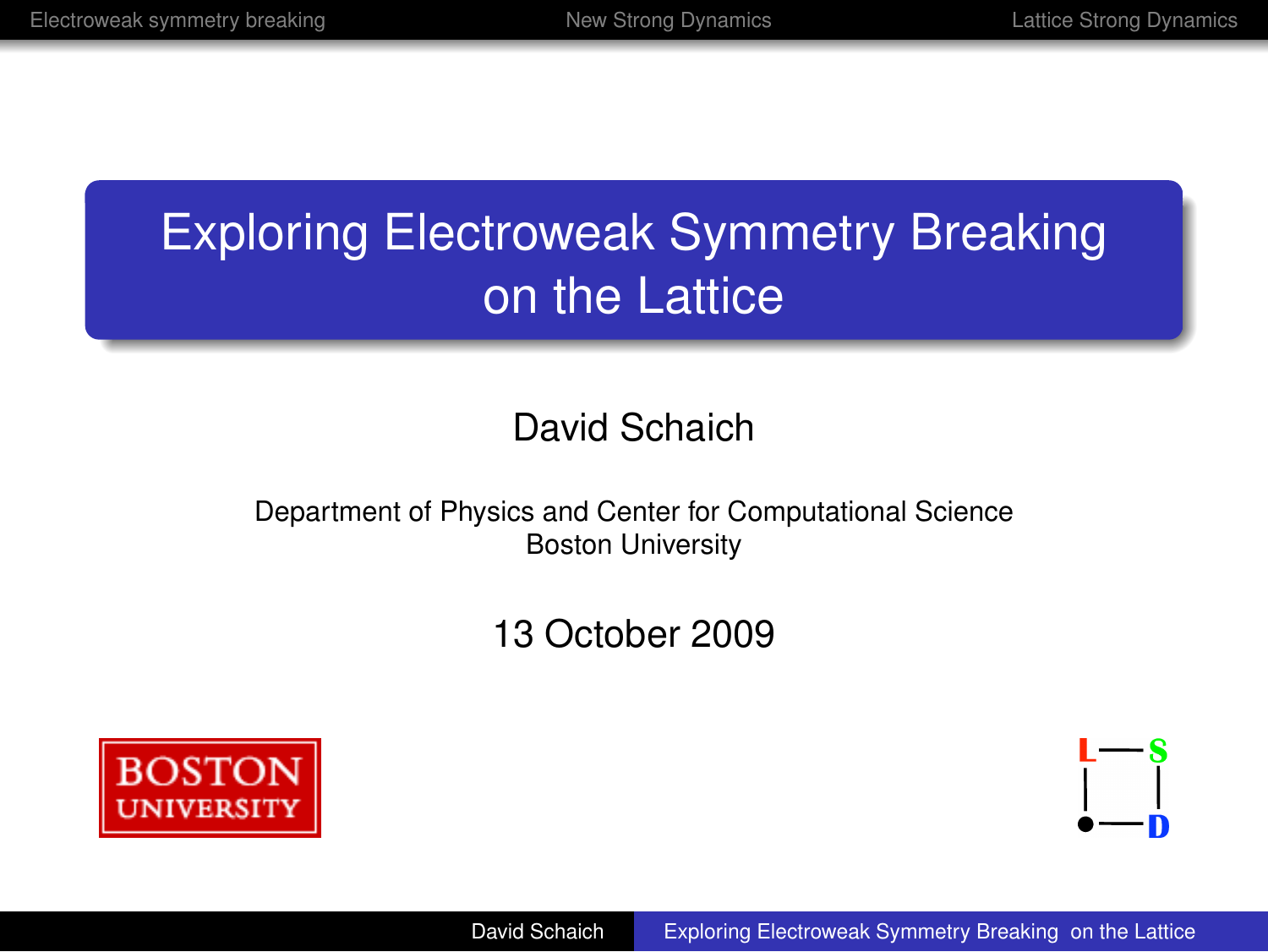# Exploring Electroweak Symmetry Breaking on the Lattice

David Schaich

Department of Physics and Center for Computational Science
Boston University

13 October 2009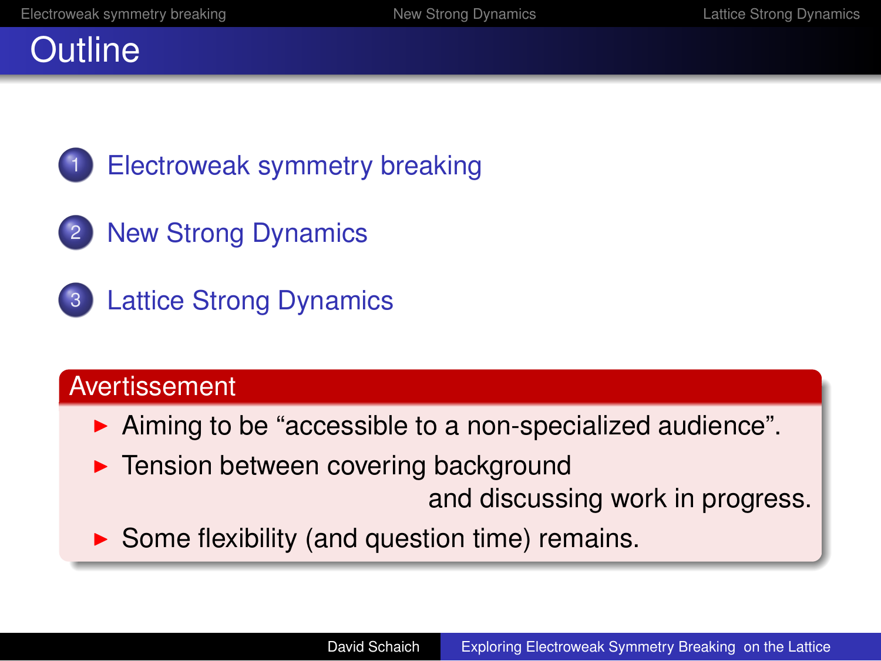# Outline

1. Electroweak symmetry breaking
2. New Strong Dynamics
3. Lattice Strong Dynamics

## Avertissement

- Aiming to be “accessible to a non-specialized audience”.
- Tension between covering background and discussing work in progress.
- Some flexibility (and question time) remains.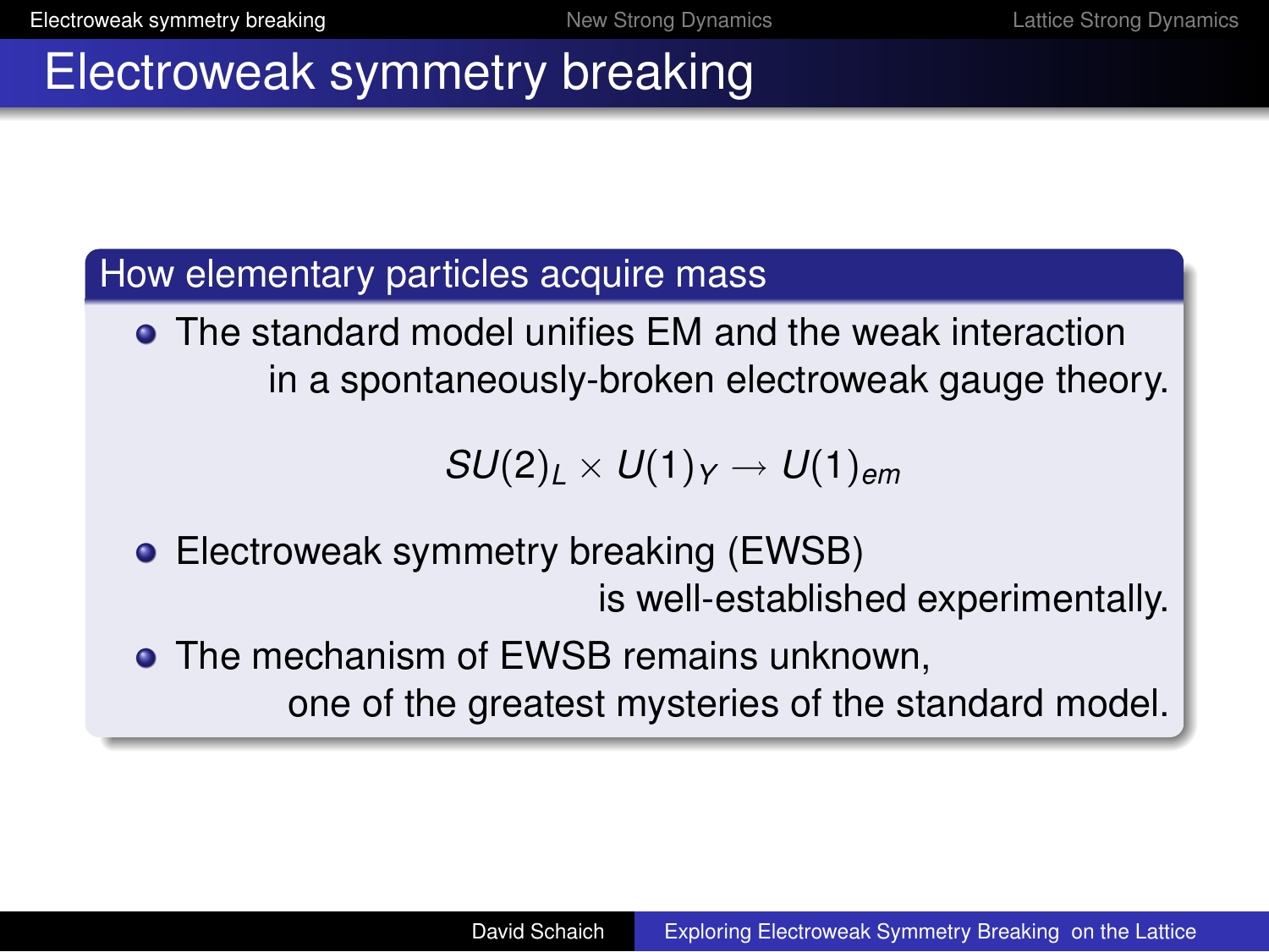# Electroweak symmetry breaking

## How elementary particles acquire mass

- The standard model unifies EM and the weak interaction in a spontaneously-broken electroweak gauge theory.

$$SU(2)_L \times U(1)_Y \to U(1)_{em}$$

- Electroweak symmetry breaking (EWSB) is well-established experimentally.
- The mechanism of EWSB remains unknown, one of the greatest mysteries of the standard model.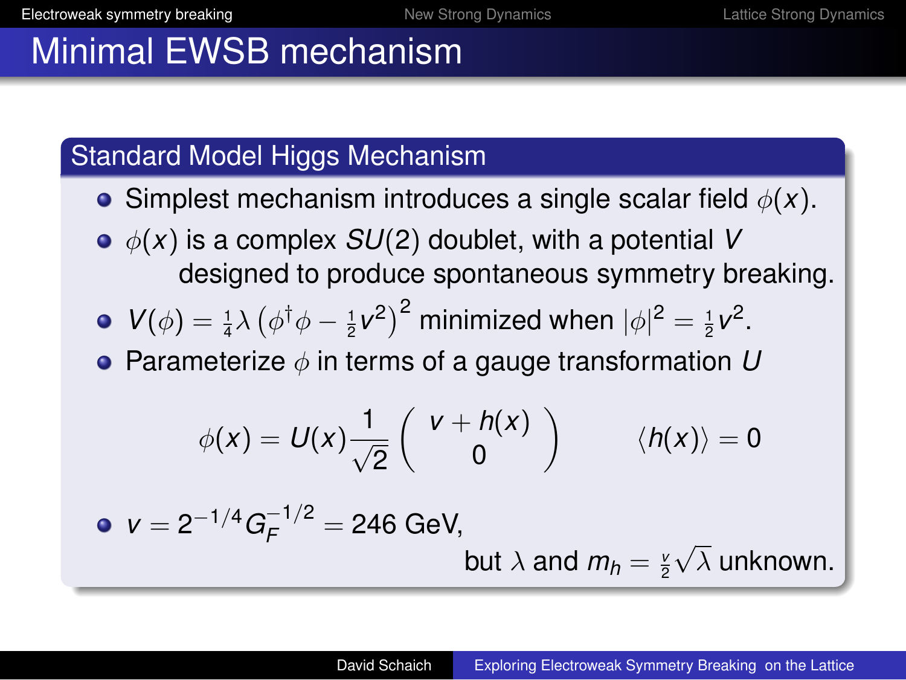# Minimal EWSB mechanism

## Standard Model Higgs Mechanism

- Simplest mechanism introduces a single scalar field $\phi(x)$.
- $\phi(x)$ is a complex $SU(2)$ doublet, with a potential $V$ designed to produce spontaneous symmetry breaking.
- $V(\phi) = \frac{1}{4}\lambda\left(\phi^\dagger\phi - \frac{1}{2}v^2\right)^2$ minimized when $|\phi|^2 = \frac{1}{2}v^2$.
- Parameterize $\phi$ in terms of a gauge transformation $U$

$$\phi(x) = U(x)\frac{1}{\sqrt{2}}\begin{pmatrix} v + h(x) \\ 0 \end{pmatrix} \qquad \langle h(x)\rangle = 0$$

- $v = 2^{-1/4}G_F^{-1/2} = 246$ GeV, but $\lambda$ and $m_h = \frac{v}{2}\sqrt{\lambda}$ unknown.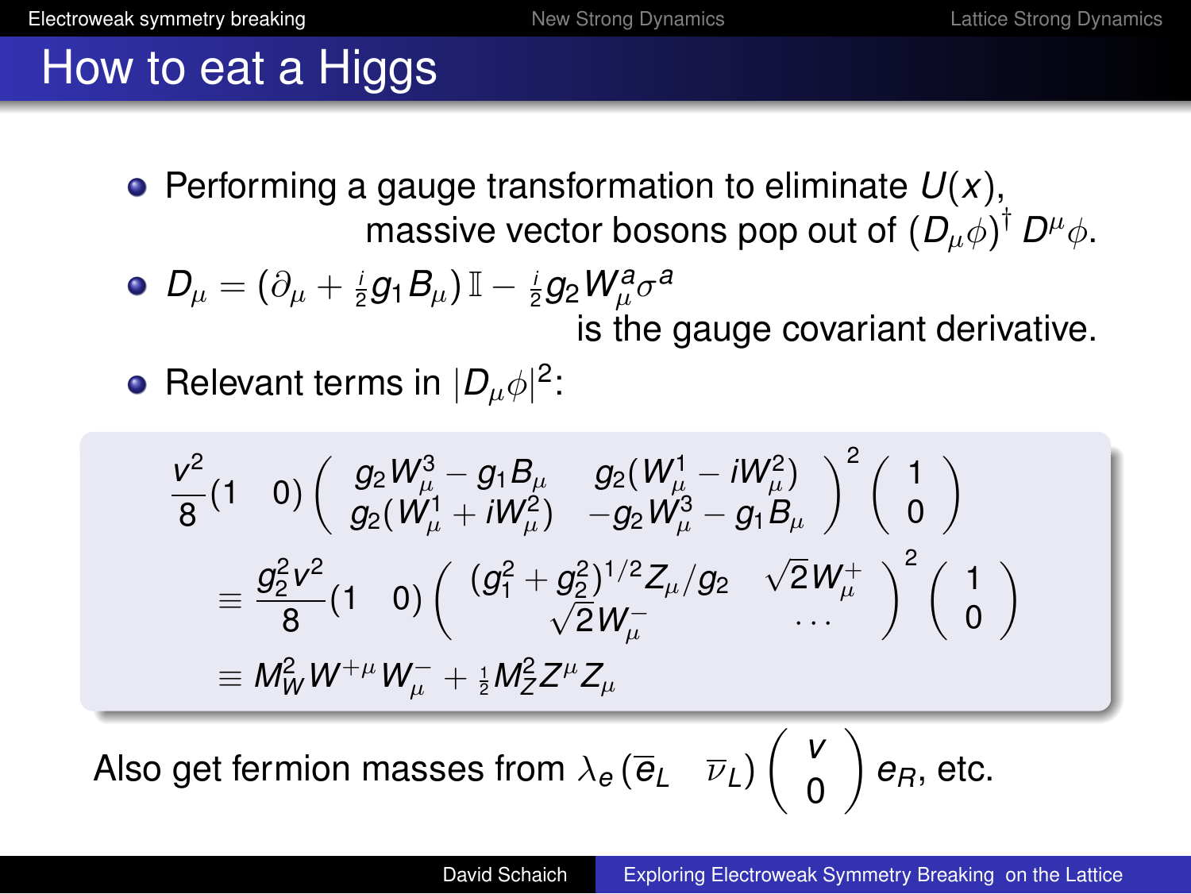# How to eat a Higgs

- Performing a gauge transformation to eliminate $U(x)$, massive vector bosons pop out of $(D_\mu\phi)^\dagger D^\mu\phi$.
- $D_\mu = (\partial_\mu + \frac{i}{2}g_1 B_\mu)\,\mathbb{I} - \frac{i}{2}g_2 W_\mu^a \sigma^a$ is the gauge covariant derivative.
- Relevant terms in $|D_\mu\phi|^2$:

$$
\frac{v^2}{8}\begin{pmatrix}1 & 0\end{pmatrix}\begin{pmatrix} g_2 W_\mu^3 - g_1 B_\mu & g_2(W_\mu^1 - iW_\mu^2) \\ g_2(W_\mu^1 + iW_\mu^2) & -g_2 W_\mu^3 - g_1 B_\mu \end{pmatrix}^2 \begin{pmatrix}1 \\ 0\end{pmatrix}
$$

$$
\equiv \frac{g_2^2 v^2}{8}\begin{pmatrix}1 & 0\end{pmatrix}\begin{pmatrix} (g_1^2 + g_2^2)^{1/2} Z_\mu / g_2 & \sqrt{2}W_\mu^+ \\ \sqrt{2}W_\mu^- & \cdots \end{pmatrix}^2 \begin{pmatrix}1 \\ 0\end{pmatrix}
$$

$$
\equiv M_W^2 W^{+\mu} W_\mu^- + \tfrac{1}{2} M_Z^2 Z^\mu Z_\mu
$$

Also get fermion masses from $\lambda_e \begin{pmatrix}\overline{e}_L & \overline{\nu}_L\end{pmatrix}\begin{pmatrix} v \\ 0 \end{pmatrix} e_R$, etc.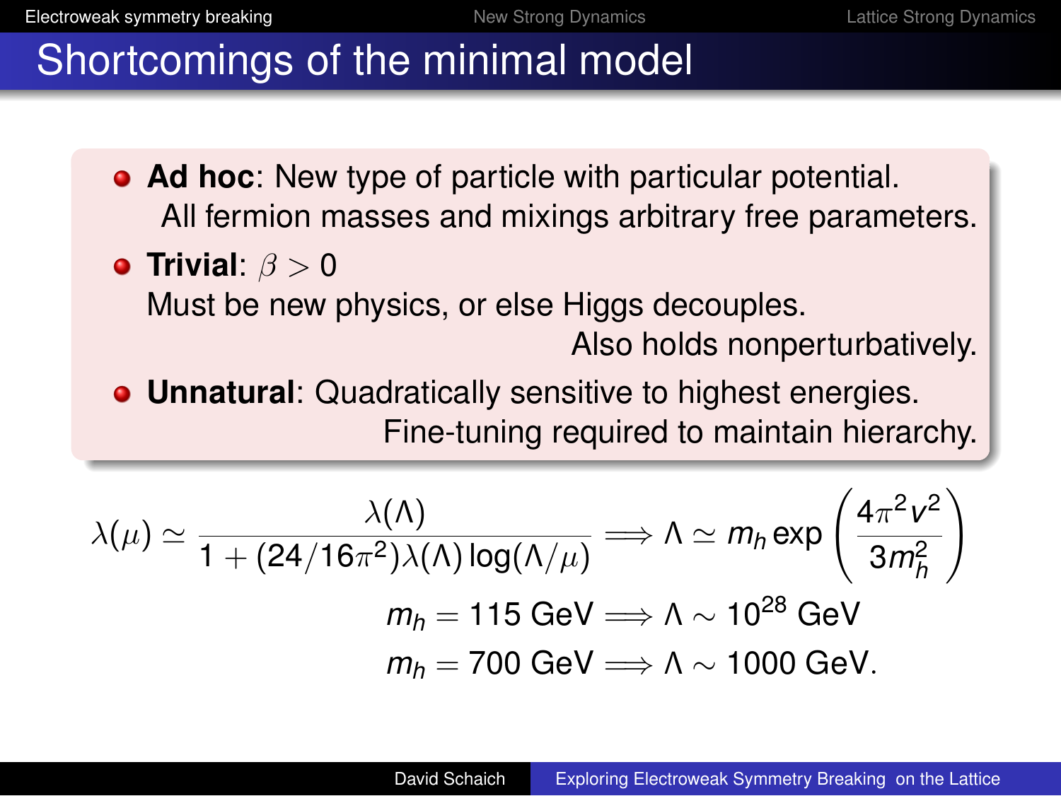# Shortcomings of the minimal model

- **Ad hoc**: New type of particle with particular potential.
  All fermion masses and mixings arbitrary free parameters.
- **Trivial**: $\beta > 0$
  Must be new physics, or else Higgs decouples.
  Also holds nonperturbatively.
- **Unnatural**: Quadratically sensitive to highest energies.
  Fine-tuning required to maintain hierarchy.

$$\lambda(\mu) \simeq \frac{\lambda(\Lambda)}{1 + (24/16\pi^2)\lambda(\Lambda)\log(\Lambda/\mu)} \Longrightarrow \Lambda \simeq m_h \exp\left(\frac{4\pi^2 v^2}{3m_h^2}\right)$$

$$m_h = 115 \text{ GeV} \Longrightarrow \Lambda \sim 10^{28} \text{ GeV}$$

$$m_h = 700 \text{ GeV} \Longrightarrow \Lambda \sim 1000 \text{ GeV}.$$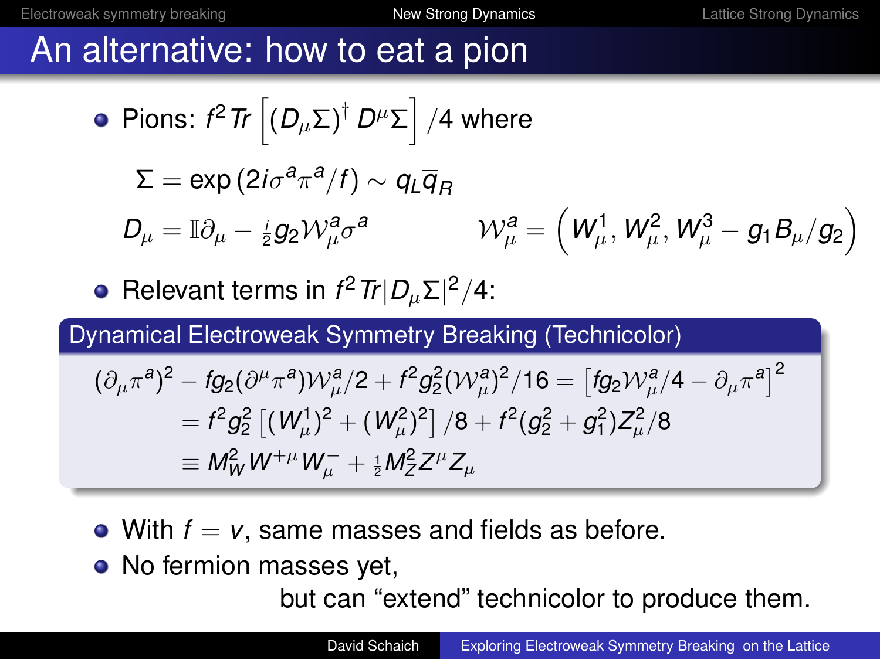# An alternative: how to eat a pion

- Pions: $f^2 \, Tr \left[ (D_\mu \Sigma)^\dagger \, D^\mu \Sigma \right] /4$ where

$$\Sigma = \exp\left(2i\sigma^a \pi^a / f\right) \sim q_L \overline{q}_R$$

$$D_\mu = \mathbb{I}\partial_\mu - \tfrac{i}{2} g_2 \mathcal{W}^a_\mu \sigma^a \qquad\qquad \mathcal{W}^a_\mu = \left(W^1_\mu, W^2_\mu, W^3_\mu - g_1 B_\mu / g_2\right)$$

- Relevant terms in $f^2 \, Tr |D_\mu \Sigma|^2 / 4$:

**Dynamical Electroweak Symmetry Breaking (Technicolor)**

$$(\partial_\mu \pi^a)^2 - f g_2 (\partial^\mu \pi^a) \mathcal{W}^a_\mu / 2 + f^2 g_2^2 (\mathcal{W}^a_\mu)^2 / 16 = \left[ f g_2 \mathcal{W}^a_\mu / 4 - \partial_\mu \pi^a \right]^2$$

$$= f^2 g_2^2 \left[ (W^1_\mu)^2 + (W^2_\mu)^2 \right] / 8 + f^2 (g_2^2 + g_1^2) Z^2_\mu / 8$$

$$\equiv M_W^2 W^{+\mu} W^-_\mu + \tfrac{1}{2} M_Z^2 Z^\mu Z_\mu$$

- With $f = v$, same masses and fields as before.
- No fermion masses yet,

  but can “extend” technicolor to produce them.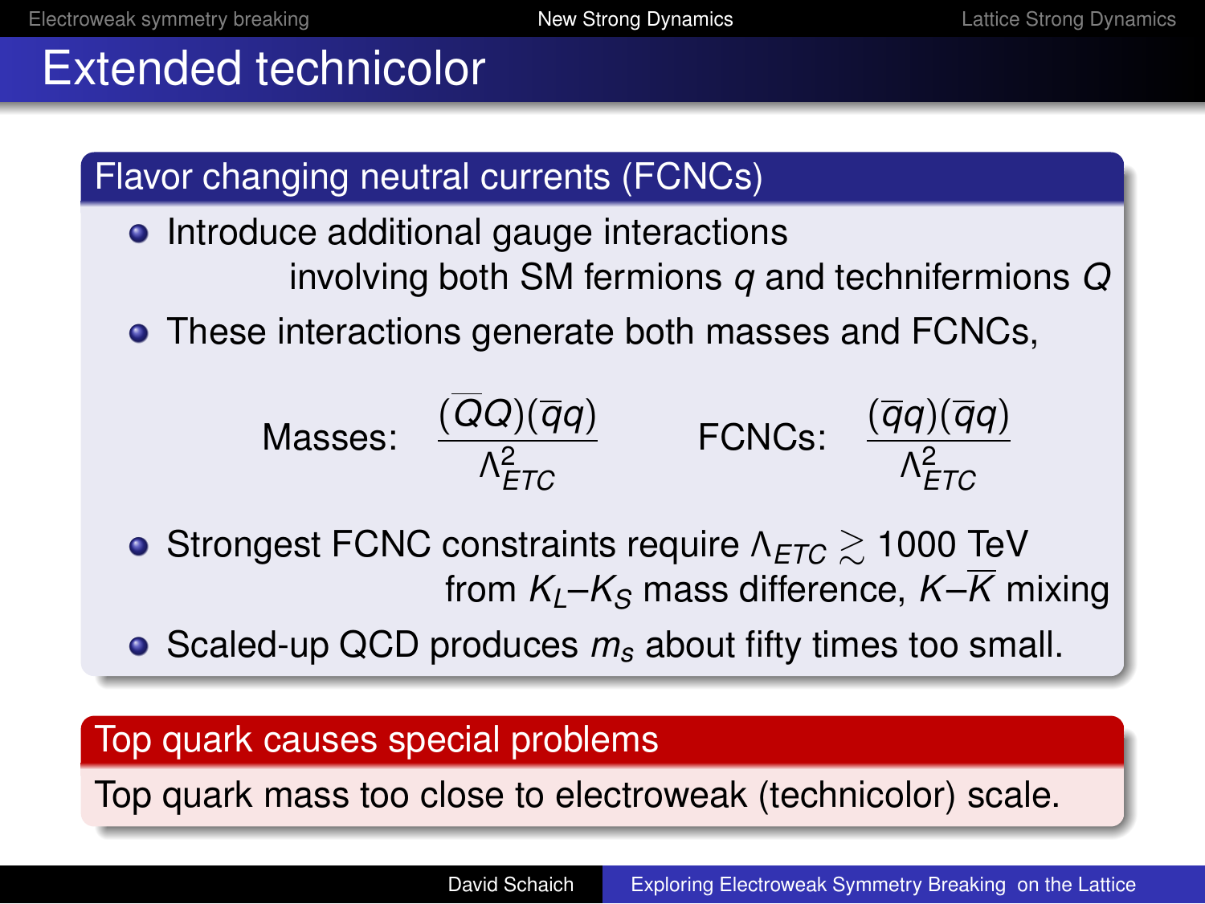# Extended technicolor

## Flavor changing neutral currents (FCNCs)

- Introduce additional gauge interactions involving both SM fermions $q$ and technifermions $Q$
- These interactions generate both masses and FCNCs,

$$\text{Masses:} \quad \frac{(\overline{Q}Q)(\overline{q}q)}{\Lambda_{ETC}^2} \qquad \text{FCNCs:} \quad \frac{(\overline{q}q)(\overline{q}q)}{\Lambda_{ETC}^2}$$

- Strongest FCNC constraints require $\Lambda_{ETC} \gtrsim 1000$ TeV from $K_L$–$K_S$ mass difference, $K$–$\overline{K}$ mixing
- Scaled-up QCD produces $m_s$ about fifty times too small.

## Top quark causes special problems

Top quark mass too close to electroweak (technicolor) scale.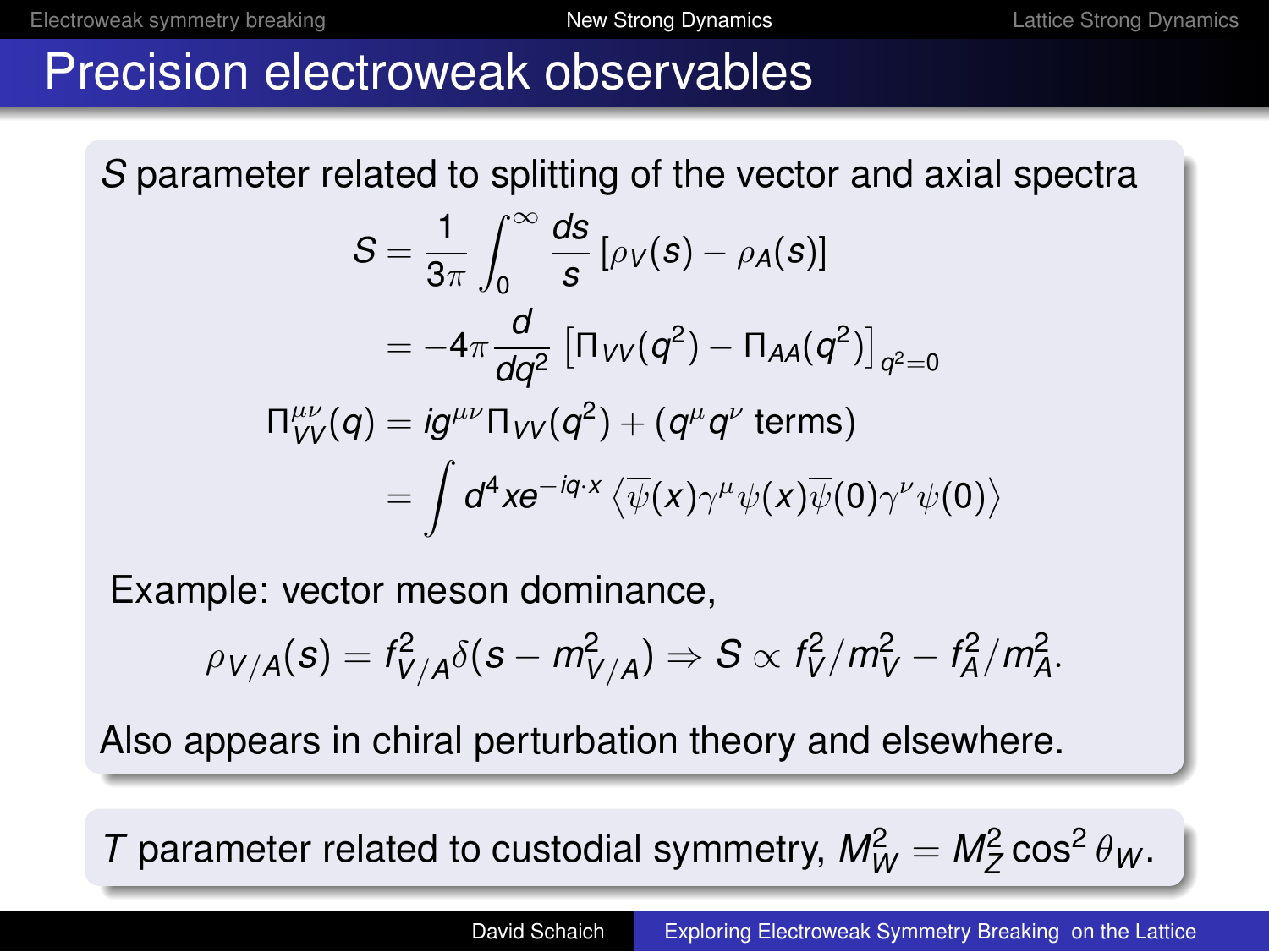# Precision electroweak observables

$S$ parameter related to splitting of the vector and axial spectra

$$
\begin{aligned}
S &= \frac{1}{3\pi}\int_0^\infty \frac{ds}{s}\left[\rho_V(s)-\rho_A(s)\right] \\
&= -4\pi\frac{d}{dq^2}\left[\Pi_{VV}(q^2)-\Pi_{AA}(q^2)\right]_{q^2=0} \\
\Pi^{\mu\nu}_{VV}(q) &= ig^{\mu\nu}\Pi_{VV}(q^2) + (q^\mu q^\nu \text{ terms}) \\
&= \int d^4x e^{-iq\cdot x}\left\langle \overline{\psi}(x)\gamma^\mu\psi(x)\overline{\psi}(0)\gamma^\nu\psi(0)\right\rangle
\end{aligned}
$$

Example: vector meson dominance,

$$
\rho_{V/A}(s) = f^2_{V/A}\delta(s-m^2_{V/A}) \Rightarrow S \propto f_V^2/m_V^2 - f_A^2/m_A^2.
$$

Also appears in chiral perturbation theory and elsewhere.

$T$ parameter related to custodial symmetry, $M_W^2 = M_Z^2\cos^2\theta_W$.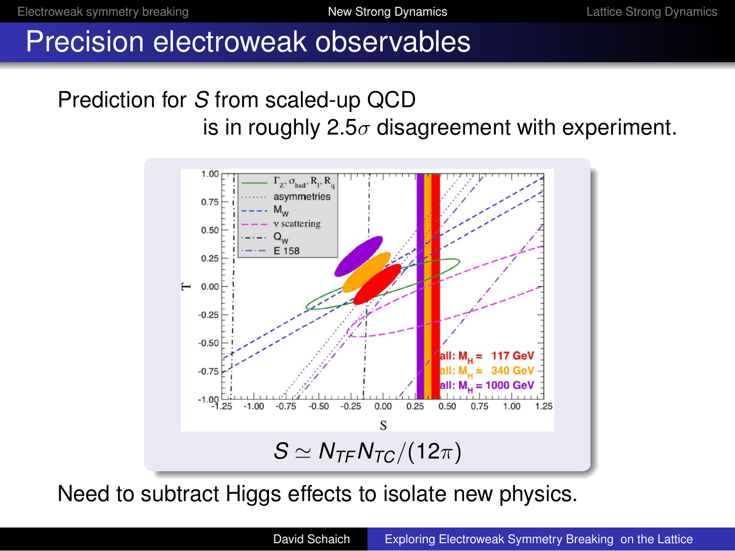# Precision electroweak observables

Prediction for $S$ from scaled-up QCD
is in roughly $2.5\sigma$ disagreement with experiment.

$$S \simeq N_{TF} N_{TC} / (12\pi)$$

Need to subtract Higgs effects to isolate new physics.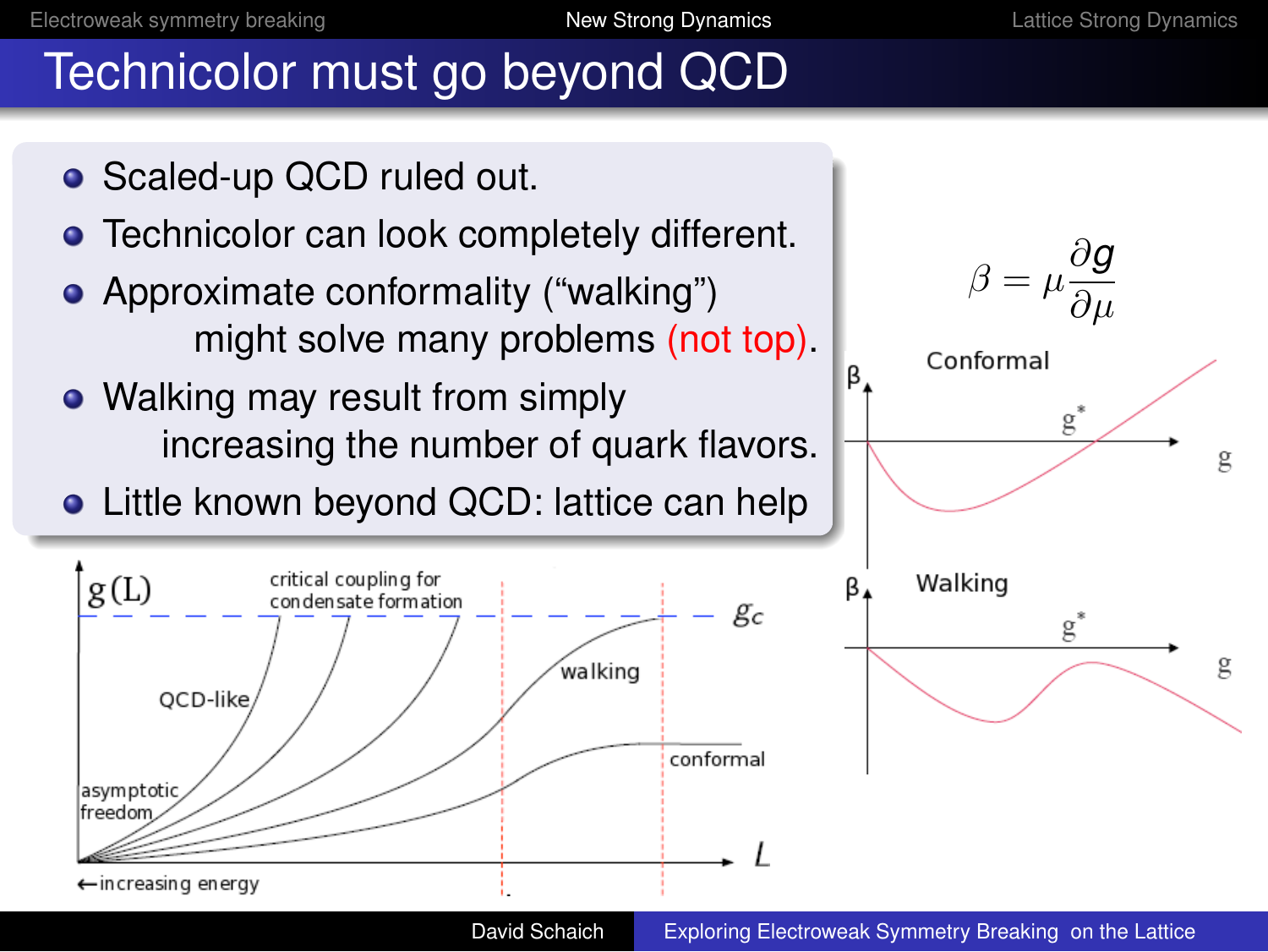# Technicolor must go beyond QCD

- Scaled-up QCD ruled out.
- Technicolor can look completely different.
- Approximate conformality ("walking") might solve many problems (not top).
- Walking may result from simply increasing the number of quark flavors.
- Little known beyond QCD: lattice can help

$$\beta = \mu \frac{\partial g}{\partial \mu}$$

Conformal

Walking

critical coupling for condensate formation

$g_c$

QCD-like

walking

conformal

asymptotic freedom

←increasing energy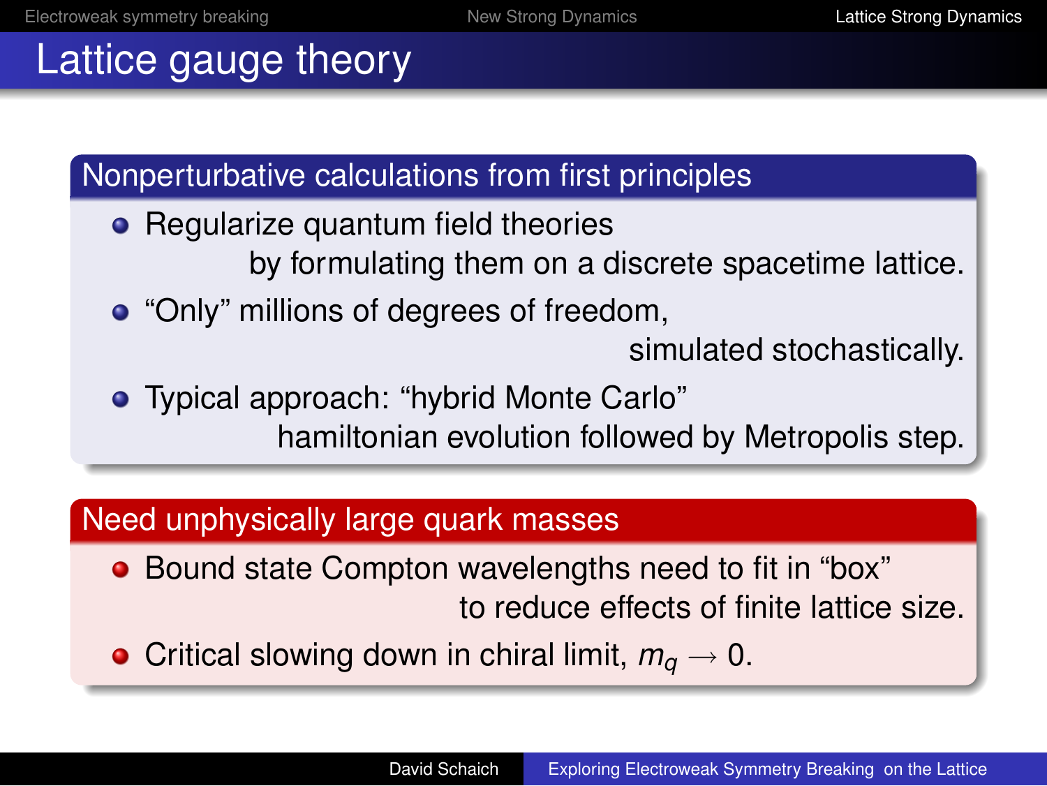# Lattice gauge theory

## Nonperturbative calculations from first principles

- Regularize quantum field theories
  by formulating them on a discrete spacetime lattice.
- "Only" millions of degrees of freedom,
  simulated stochastically.
- Typical approach: "hybrid Monte Carlo"
  hamiltonian evolution followed by Metropolis step.

## Need unphysically large quark masses

- Bound state Compton wavelengths need to fit in "box"
  to reduce effects of finite lattice size.
- Critical slowing down in chiral limit, $m_q \to 0$.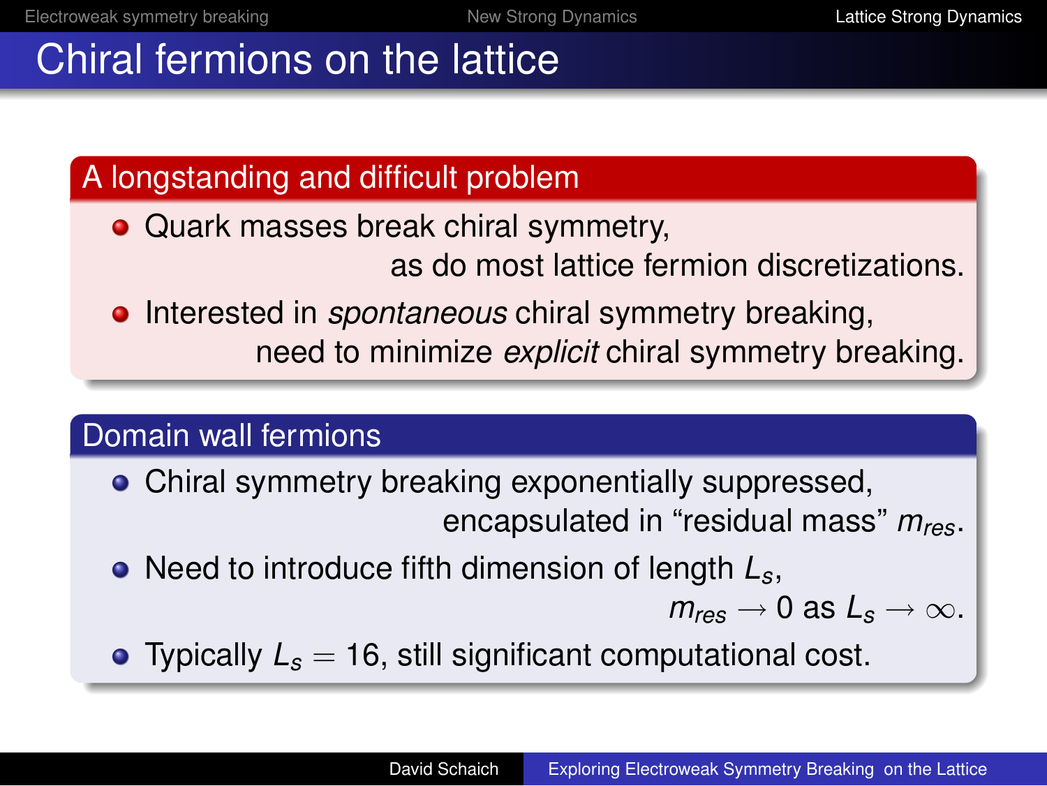# Chiral fermions on the lattice

## A longstanding and difficult problem

- Quark masses break chiral symmetry, as do most lattice fermion discretizations.
- Interested in *spontaneous* chiral symmetry breaking, need to minimize *explicit* chiral symmetry breaking.

## Domain wall fermions

- Chiral symmetry breaking exponentially suppressed, encapsulated in “residual mass” $m_{res}$.
- Need to introduce fifth dimension of length $L_s$, $m_{res} \to 0$ as $L_s \to \infty$.
- Typically $L_s = 16$, still significant computational cost.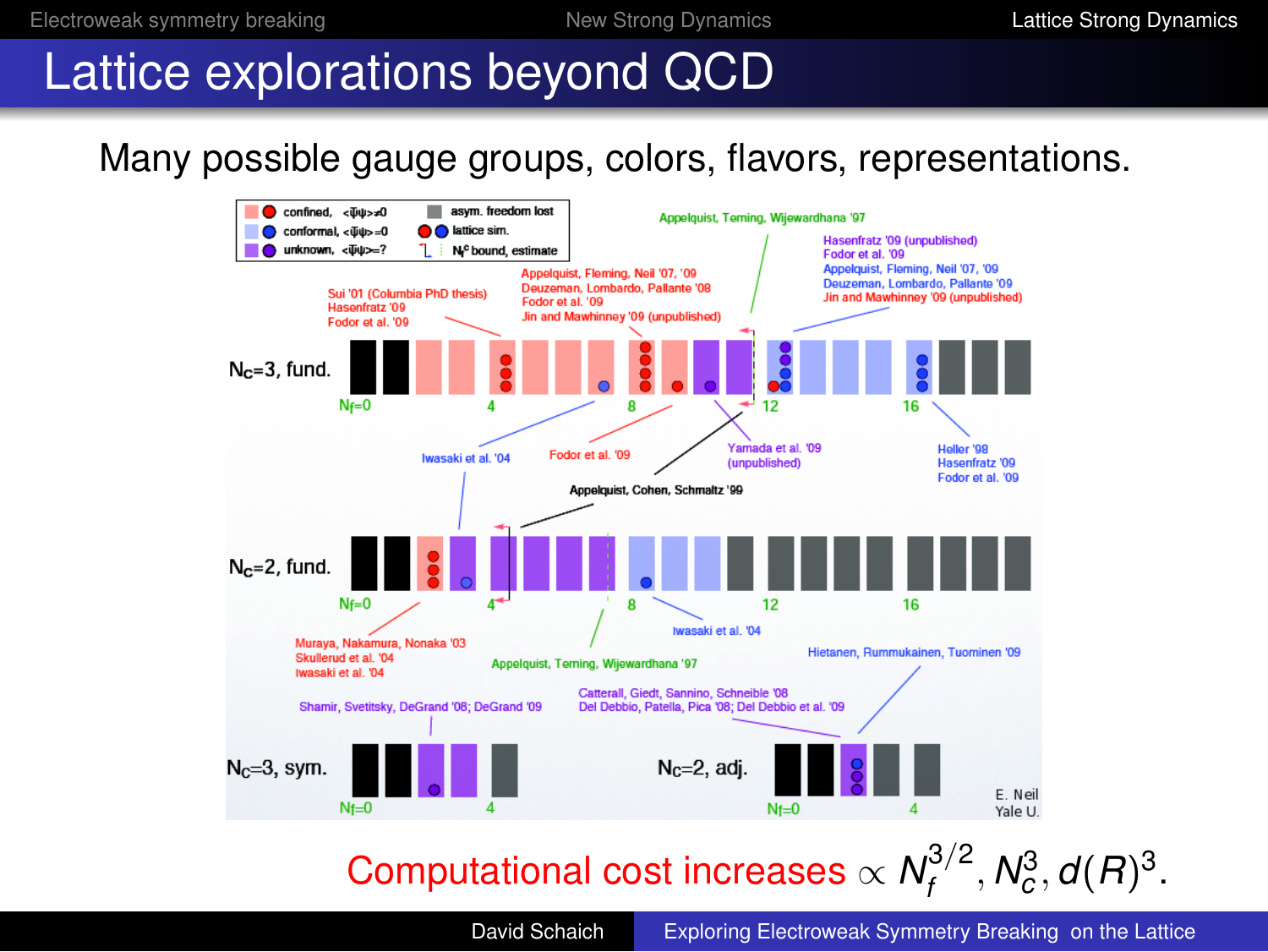# Lattice explorations beyond QCD

Many possible gauge groups, colors, flavors, representations.

| | |
|---|---|
| confined, $\langle\bar\psi\psi\rangle \neq 0$ | asym. freedom lost |
| conformal, $\langle\bar\psi\psi\rangle = 0$ | lattice sim. |
| unknown, $\langle\bar\psi\psi\rangle = ?$ | $N_f^c$ bound, estimate |

$N_c=3$, fund.

- Sui '01 (Columbia PhD thesis), Hasenfratz '09, Fodor et al. '09
- Appelquist, Fleming, Neil '07, '09; Deuzeman, Lombardo, Pallante '08; Fodor et al. '09; Jin and Mawhinney '09 (unpublished)
- Appelquist, Terning, Wijewardhana '97
- Hasenfratz '09 (unpublished); Fodor et al. '09; Appelquist, Fleming, Neil '07, '09; Deuzeman, Lombardo, Pallante '09; Jin and Mawhinney '09 (unpublished)
- Iwasaki et al. '04
- Fodor et al. '09
- Yamada et al. '09 (unpublished)
- Heller '98; Hasenfratz '09; Fodor et al. '09
- Appelquist, Cohen, Schmaltz '99

$N_c=2$, fund.

- Muraya, Nakamura, Nonaka '03; Skullerud et al. '04; Iwasaki et al. '04
- Appelquist, Terning, Wijewardhana '97
- Iwasaki et al. '04

$N_c=3$, sym.

- Shamir, Svetitsky, DeGrand '08; DeGrand '09

$N_c=2$, adj.

- Catterall, Giedt, Sannino, Schneible '08; Del Debbio, Patella, Pica '08; Del Debbio et al. '09
- Hietanen, Rummukainen, Tuominen '09

E. Neil, Yale U.

Computational cost increases $\propto N_f^{3/2}, N_c^3, d(R)^3$.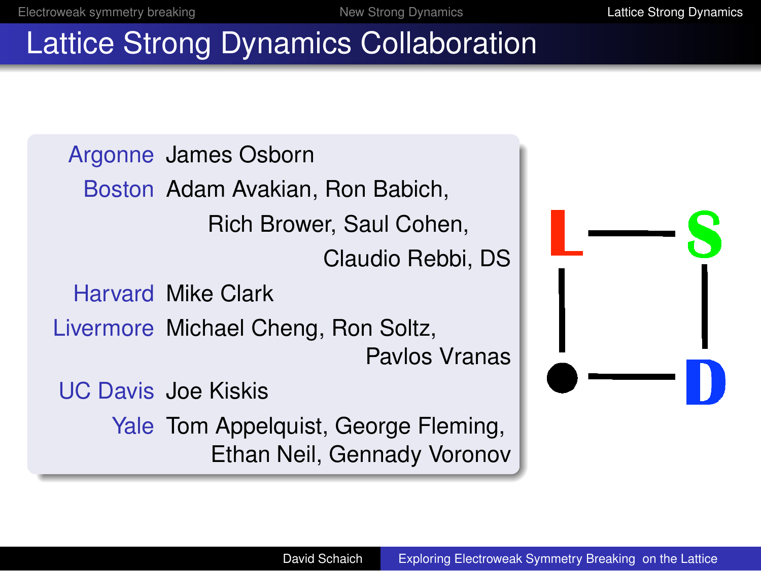# Lattice Strong Dynamics Collaboration

| | |
|---|---|
| Argonne | James Osborn |
| Boston | Adam Avakian, Ron Babich, Rich Brower, Saul Cohen, Claudio Rebbi, DS |
| Harvard | Mike Clark |
| Livermore | Michael Cheng, Ron Soltz, Pavlos Vranas |
| UC Davis | Joe Kiskis |
| Yale | Tom Appelquist, George Fleming, Ethan Neil, Gennady Voronov |

L — S
| |
● — D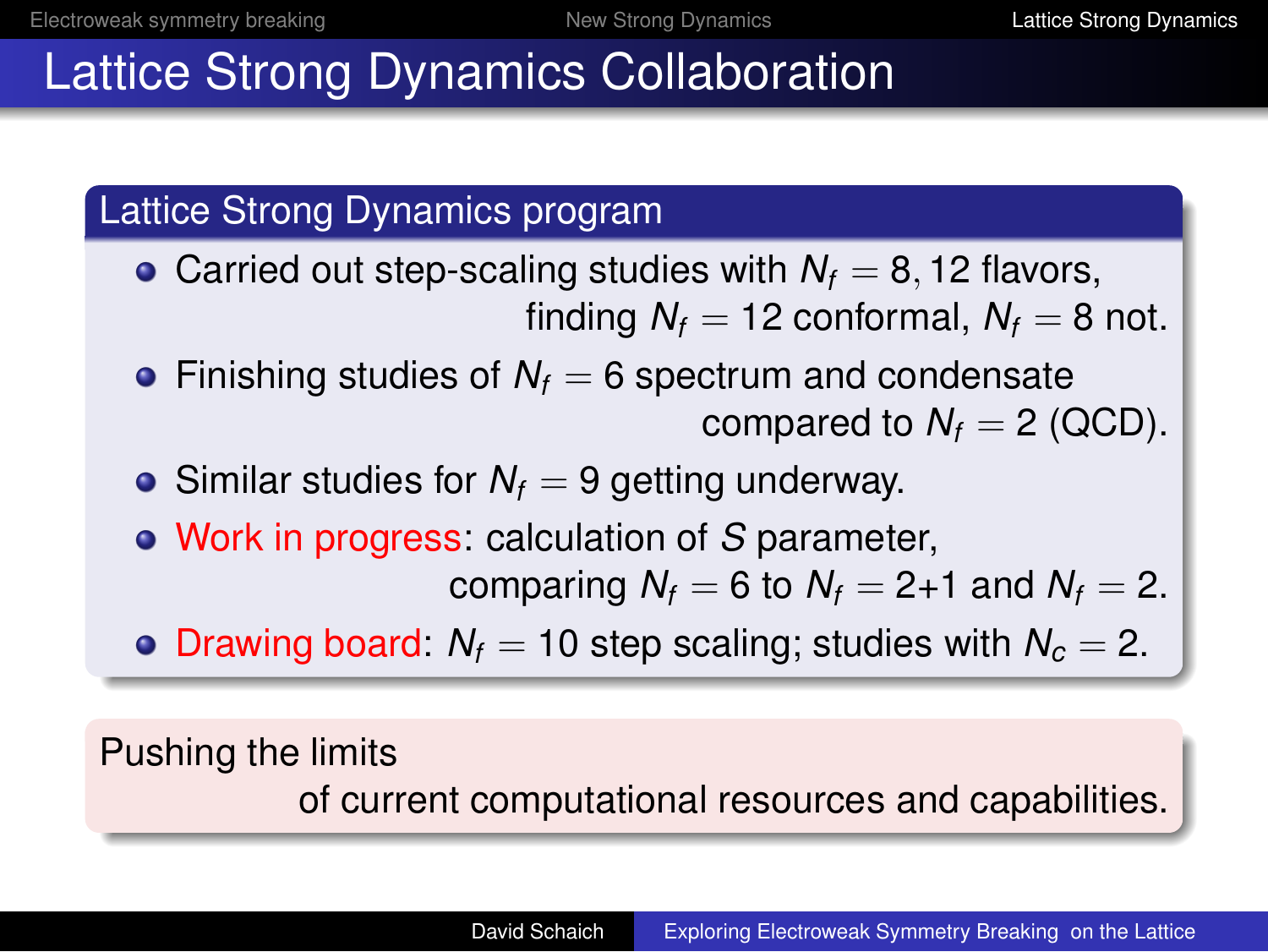# Lattice Strong Dynamics Collaboration

## Lattice Strong Dynamics program

- Carried out step-scaling studies with $N_f = 8, 12$ flavors, finding $N_f = 12$ conformal, $N_f = 8$ not.
- Finishing studies of $N_f = 6$ spectrum and condensate compared to $N_f = 2$ (QCD).
- Similar studies for $N_f = 9$ getting underway.
- Work in progress: calculation of $S$ parameter, comparing $N_f = 6$ to $N_f = 2{+}1$ and $N_f = 2$.
- Drawing board: $N_f = 10$ step scaling; studies with $N_c = 2$.

Pushing the limits of current computational resources and capabilities.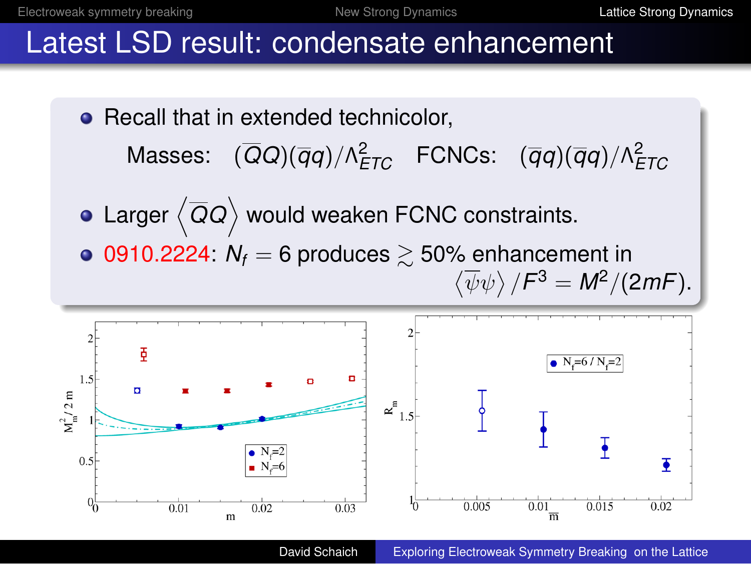# Latest LSD result: condensate enhancement

- Recall that in extended technicolor,

  Masses: $(\overline{Q}Q)(\overline{q}q)/\Lambda^2_{ETC}$ FCNCs: $(\overline{q}q)(\overline{q}q)/\Lambda^2_{ETC}$

- Larger $\left\langle \overline{Q}Q \right\rangle$ would weaken FCNC constraints.
- 0910.2224: $N_f = 6$ produces $\gtrsim 50\%$ enhancement in $\left\langle \overline{\psi}\psi \right\rangle / F^3 = M^2/(2mF)$.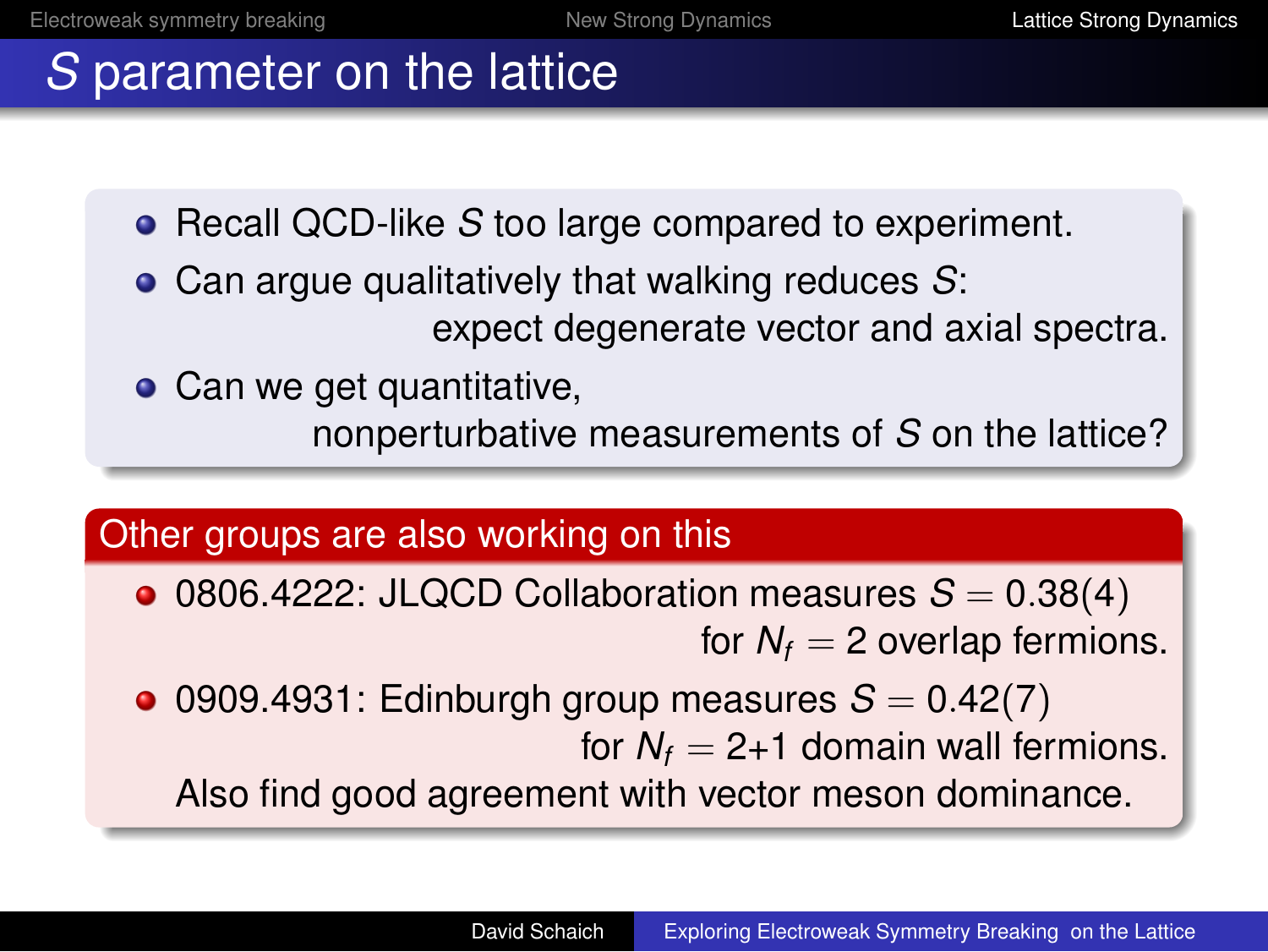# $S$ parameter on the lattice

- Recall QCD-like $S$ too large compared to experiment.
- Can argue qualitatively that walking reduces $S$: expect degenerate vector and axial spectra.
- Can we get quantitative, nonperturbative measurements of $S$ on the lattice?

## Other groups are also working on this

- 0806.4222: JLQCD Collaboration measures $S = 0.38(4)$ for $N_f = 2$ overlap fermions.
- 0909.4931: Edinburgh group measures $S = 0.42(7)$ for $N_f = 2{+}1$ domain wall fermions.
  Also find good agreement with vector meson dominance.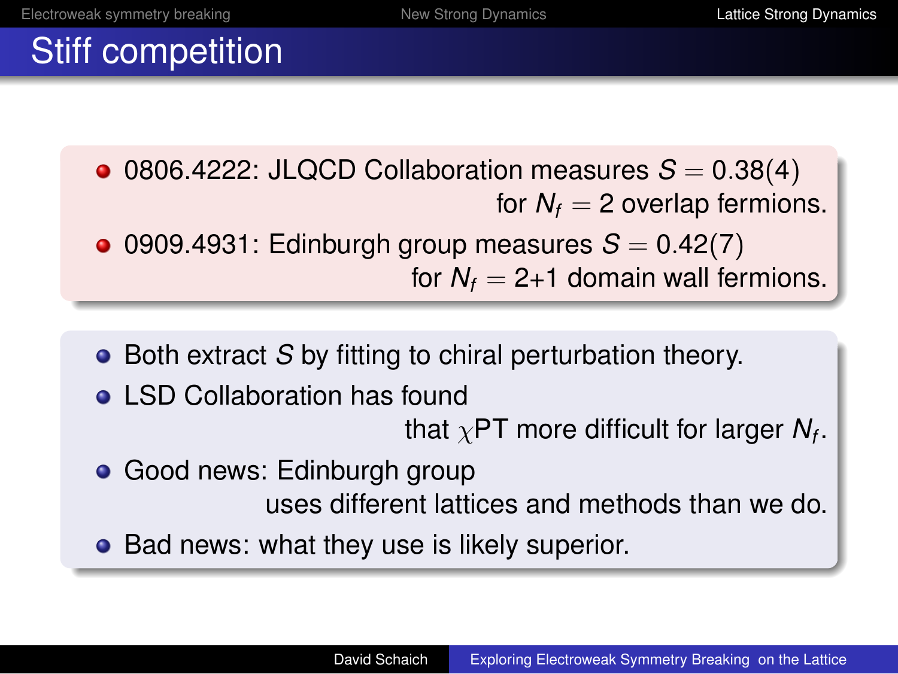# Stiff competition

- 0806.4222: JLQCD Collaboration measures $S = 0.38(4)$ for $N_f = 2$ overlap fermions.
- 0909.4931: Edinburgh group measures $S = 0.42(7)$ for $N_f = 2{+}1$ domain wall fermions.

- Both extract $S$ by fitting to chiral perturbation theory.
- LSD Collaboration has found that $\chi$PT more difficult for larger $N_f$.
- Good news: Edinburgh group uses different lattices and methods than we do.
- Bad news: what they use is likely superior.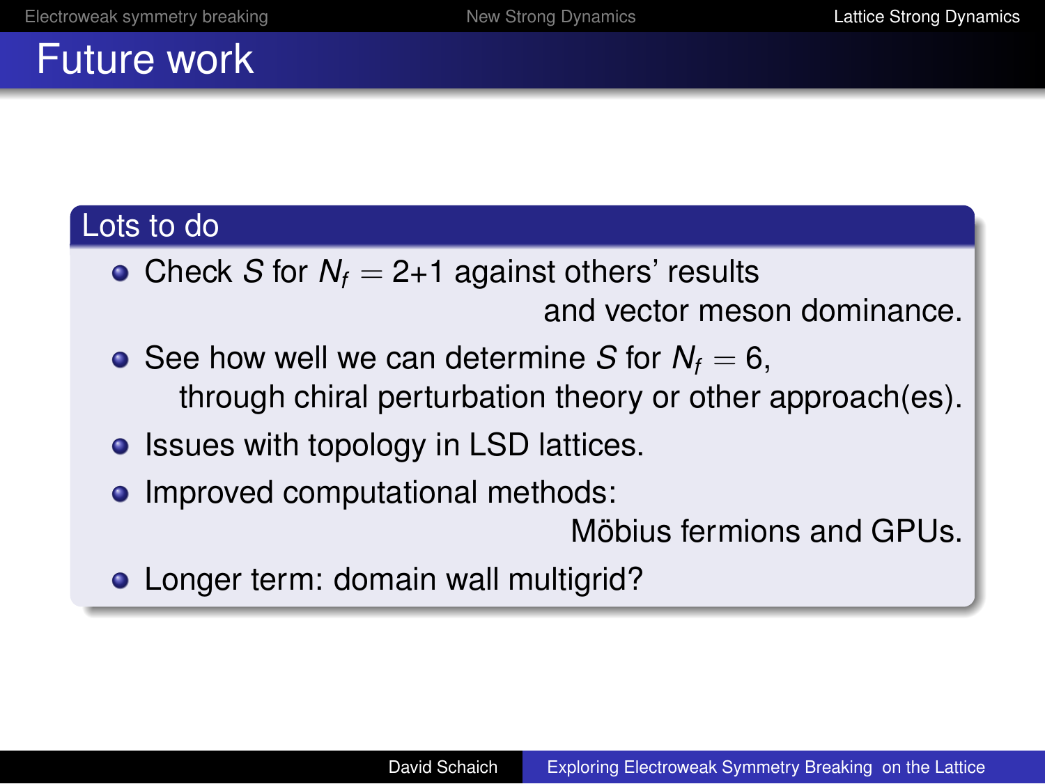# Future work

## Lots to do

- Check $S$ for $N_f = 2{+}1$ against others' results and vector meson dominance.
- See how well we can determine $S$ for $N_f = 6$, through chiral perturbation theory or other approach(es).
- Issues with topology in LSD lattices.
- Improved computational methods: Möbius fermions and GPUs.
- Longer term: domain wall multigrid?